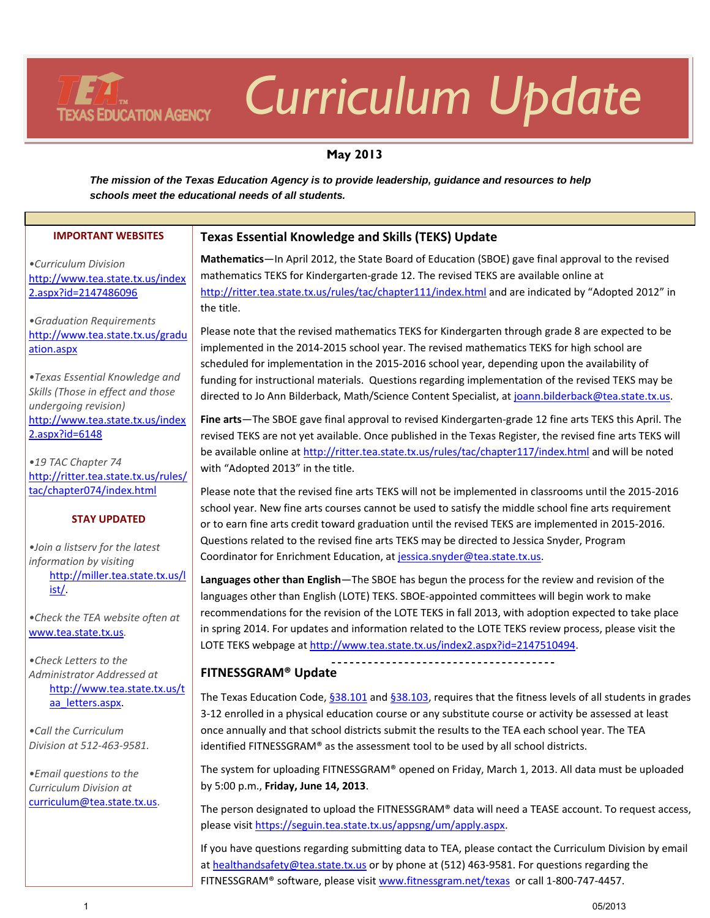# Curriculum Update

TEXAS EDUCATION AGENCY

**May 2013**

***The mission of the Texas Education Agency is to provide leadership, guidance and resources to help schools meet the educational needs of all students.***

## Texas Essential Knowledge and Skills (TEKS) Update

**Mathematics**—In April 2012, the State Board of Education (SBOE) gave final approval to the revised mathematics TEKS for Kindergarten-grade 12. The revised TEKS are available online at http://ritter.tea.state.tx.us/rules/tac/chapter111/index.html and are indicated by "Adopted 2012" in the title.

Please note that the revised mathematics TEKS for Kindergarten through grade 8 are expected to be implemented in the 2014-2015 school year. The revised mathematics TEKS for high school are scheduled for implementation in the 2015-2016 school year, depending upon the availability of funding for instructional materials. Questions regarding implementation of the revised TEKS may be directed to Jo Ann Bilderback, Math/Science Content Specialist, at joann.bilderback@tea.state.tx.us.

**Fine arts**—The SBOE gave final approval to revised Kindergarten-grade 12 fine arts TEKS this April. The revised TEKS are not yet available. Once published in the Texas Register, the revised fine arts TEKS will be available online at http://ritter.tea.state.tx.us/rules/tac/chapter117/index.html and will be noted with "Adopted 2013" in the title.

Please note that the revised fine arts TEKS will not be implemented in classrooms until the 2015-2016 school year. New fine arts courses cannot be used to satisfy the middle school fine arts requirement or to earn fine arts credit toward graduation until the revised TEKS are implemented in 2015-2016. Questions related to the revised fine arts TEKS may be directed to Jessica Snyder, Program Coordinator for Enrichment Education, at jessica.snyder@tea.state.tx.us.

**Languages other than English**—The SBOE has begun the process for the review and revision of the languages other than English (LOTE) TEKS. SBOE-appointed committees will begin work to make recommendations for the revision of the LOTE TEKS in fall 2013, with adoption expected to take place in spring 2014. For updates and information related to the LOTE TEKS review process, please visit the LOTE TEKS webpage at http://www.tea.state.tx.us/index2.aspx?id=2147510494.

## FITNESSGRAM® Update

The Texas Education Code, §38.101 and §38.103, requires that the fitness levels of all students in grades 3-12 enrolled in a physical education course or any substitute course or activity be assessed at least once annually and that school districts submit the results to the TEA each school year. The TEA identified FITNESSGRAM® as the assessment tool to be used by all school districts.

The system for uploading FITNESSGRAM® opened on Friday, March 1, 2013. All data must be uploaded by 5:00 p.m., **Friday, June 14, 2013**.

The person designated to upload the FITNESSGRAM® data will need a TEASE account. To request access, please visit https://seguin.tea.state.tx.us/appsng/um/apply.aspx.

If you have questions regarding submitting data to TEA, please contact the Curriculum Division by email at healthandsafety@tea.state.tx.us or by phone at (512) 463-9581. For questions regarding the FITNESSGRAM® software, please visit www.fitnessgram.net/texas or call 1-800-747-4457.

### IMPORTANT WEBSITES

- *Curriculum Division* http://www.tea.state.tx.us/index2.aspx?id=2147486096
- *Graduation Requirements* http://www.tea.state.tx.us/graduation.aspx
- *Texas Essential Knowledge and Skills (Those in effect and those undergoing revision)* http://www.tea.state.tx.us/index2.aspx?id=6148
- *19 TAC Chapter 74* http://ritter.tea.state.tx.us/rules/tac/chapter074/index.html

### STAY UPDATED

- *Join a listserv for the latest information by visiting* http://miller.tea.state.tx.us/list/.
- *Check the TEA website often at* www.tea.state.tx.us.
- *Check Letters to the Administrator Addressed at* http://www.tea.state.tx.us/taa_letters.aspx.
- *Call the Curriculum Division at 512-463-9581.*
- *Email questions to the Curriculum Division at* curriculum@tea.state.tx.us.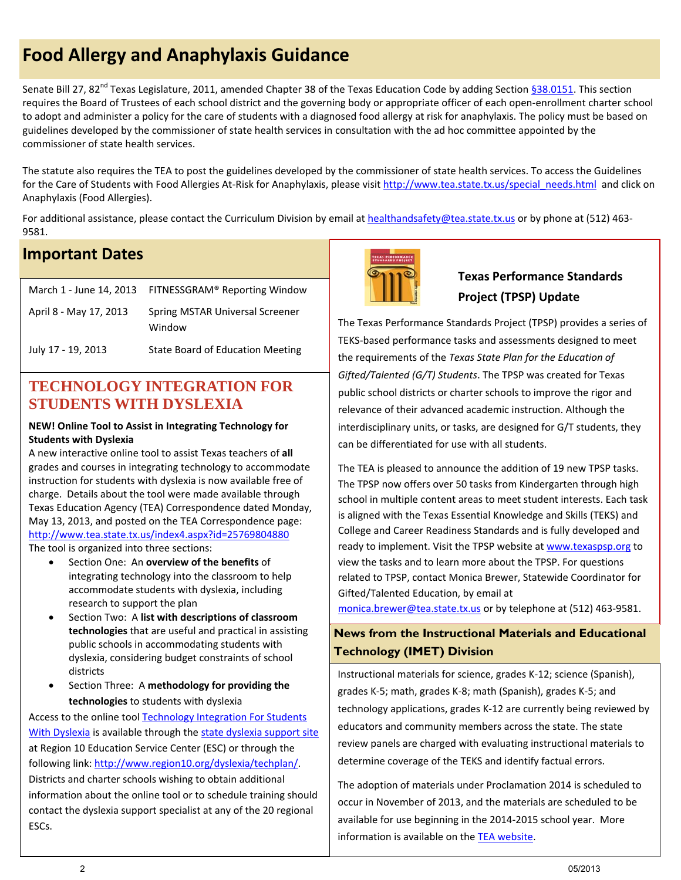# Food Allergy and Anaphylaxis Guidance

Senate Bill 27, 82nd Texas Legislature, 2011, amended Chapter 38 of the Texas Education Code by adding Section §38.0151. This section requires the Board of Trustees of each school district and the governing body or appropriate officer of each open-enrollment charter school to adopt and administer a policy for the care of students with a diagnosed food allergy at risk for anaphylaxis. The policy must be based on guidelines developed by the commissioner of state health services in consultation with the ad hoc committee appointed by the commissioner of state health services.

The statute also requires the TEA to post the guidelines developed by the commissioner of state health services. To access the Guidelines for the Care of Students with Food Allergies At-Risk for Anaphylaxis, please visit http://www.tea.state.tx.us/special_needs.html and click on Anaphylaxis (Food Allergies).

For additional assistance, please contact the Curriculum Division by email at healthandsafety@tea.state.tx.us or by phone at (512) 463-9581.

## Important Dates

| | |
|---|---|
| March 1 - June 14, 2013 | FITNESSGRAM® Reporting Window |
| April 8 - May 17, 2013 | Spring MSTAR Universal Screener Window |
| July 17 - 19, 2013 | State Board of Education Meeting |

## TECHNOLOGY INTEGRATION FOR STUDENTS WITH DYSLEXIA

**NEW! Online Tool to Assist in Integrating Technology for Students with Dyslexia**

A new interactive online tool to assist Texas teachers of **all** grades and courses in integrating technology to accommodate instruction for students with dyslexia is now available free of charge. Details about the tool were made available through Texas Education Agency (TEA) Correspondence dated Monday, May 13, 2013, and posted on the TEA Correspondence page: http://www.tea.state.tx.us/index4.aspx?id=25769804880

The tool is organized into three sections:

- Section One: An **overview of the benefits** of integrating technology into the classroom to help accommodate students with dyslexia, including research to support the plan
- Section Two: A **list with descriptions of classroom technologies** that are useful and practical in assisting public schools in accommodating students with dyslexia, considering budget constraints of school districts
- Section Three: A **methodology for providing the technologies** to students with dyslexia

Access to the online tool Technology Integration For Students With Dyslexia is available through the state dyslexia support site at Region 10 Education Service Center (ESC) or through the following link: http://www.region10.org/dyslexia/techplan/. Districts and charter schools wishing to obtain additional information about the online tool or to schedule training should contact the dyslexia support specialist at any of the 20 regional ESCs.

## Texas Performance Standards Project (TPSP) Update

The Texas Performance Standards Project (TPSP) provides a series of TEKS-based performance tasks and assessments designed to meet the requirements of the *Texas State Plan for the Education of Gifted/Talented (G/T) Students*. The TPSP was created for Texas public school districts or charter schools to improve the rigor and relevance of their advanced academic instruction. Although the interdisciplinary units, or tasks, are designed for G/T students, they can be differentiated for use with all students.

The TEA is pleased to announce the addition of 19 new TPSP tasks. The TPSP now offers over 50 tasks from Kindergarten through high school in multiple content areas to meet student interests. Each task is aligned with the Texas Essential Knowledge and Skills (TEKS) and College and Career Readiness Standards and is fully developed and ready to implement. Visit the TPSP website at www.texaspsp.org to view the tasks and to learn more about the TPSP. For questions related to TPSP, contact Monica Brewer, Statewide Coordinator for Gifted/Talented Education, by email at monica.brewer@tea.state.tx.us or by telephone at (512) 463-9581.

## News from the Instructional Materials and Educational Technology (IMET) Division

Instructional materials for science, grades K-12; science (Spanish), grades K-5; math, grades K-8; math (Spanish), grades K-5; and technology applications, grades K-12 are currently being reviewed by educators and community members across the state. The state review panels are charged with evaluating instructional materials to determine coverage of the TEKS and identify factual errors.

The adoption of materials under Proclamation 2014 is scheduled to occur in November of 2013, and the materials are scheduled to be available for use beginning in the 2014-2015 school year. More information is available on the TEA website.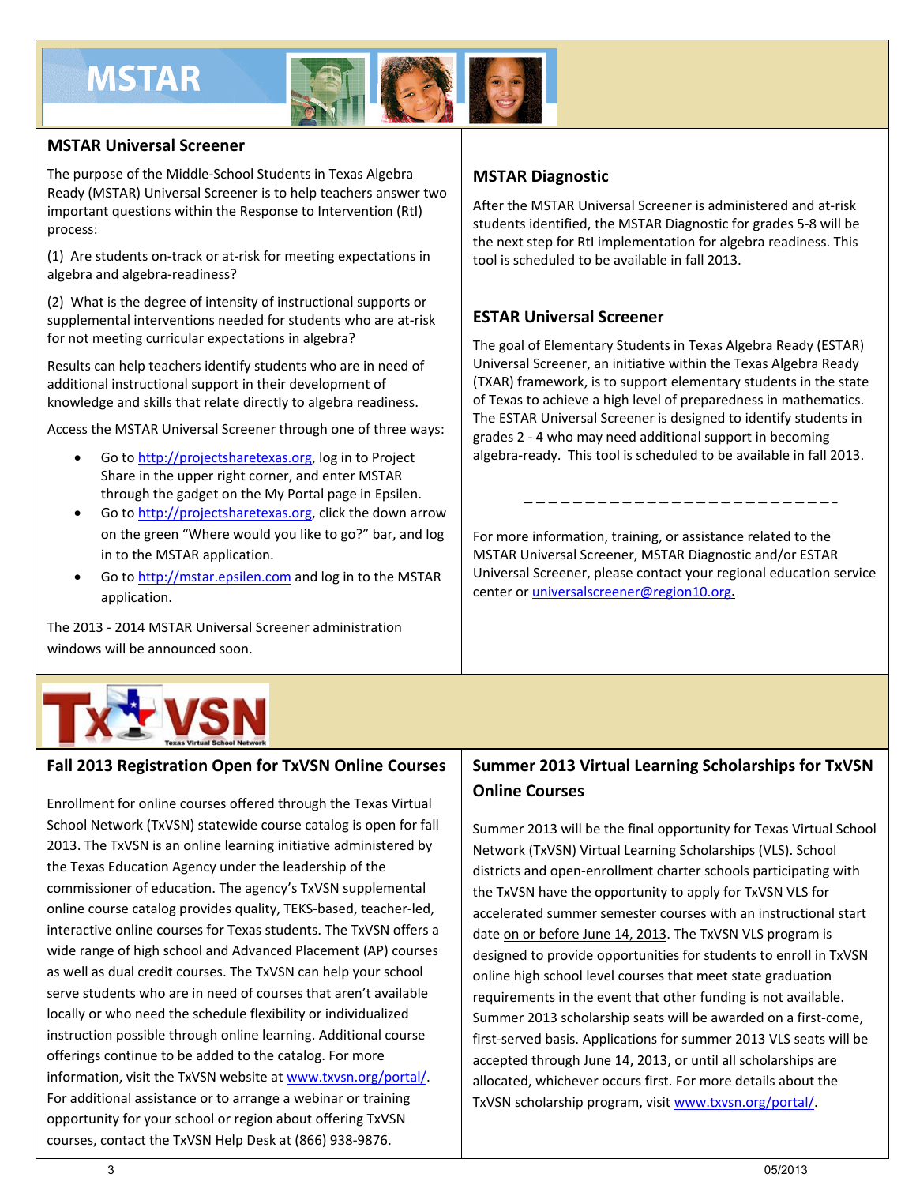# MSTAR

## MSTAR Universal Screener

The purpose of the Middle-School Students in Texas Algebra Ready (MSTAR) Universal Screener is to help teachers answer two important questions within the Response to Intervention (RtI) process:

(1) Are students on-track or at-risk for meeting expectations in algebra and algebra-readiness?

(2) What is the degree of intensity of instructional supports or supplemental interventions needed for students who are at-risk for not meeting curricular expectations in algebra?

Results can help teachers identify students who are in need of additional instructional support in their development of knowledge and skills that relate directly to algebra readiness.

Access the MSTAR Universal Screener through one of three ways:

- Go to http://projectsharetexas.org, log in to Project Share in the upper right corner, and enter MSTAR through the gadget on the My Portal page in Epsilen.
- Go to http://projectsharetexas.org, click the down arrow on the green "Where would you like to go?" bar, and log in to the MSTAR application.
- Go to http://mstar.epsilen.com and log in to the MSTAR application.

The 2013 - 2014 MSTAR Universal Screener administration windows will be announced soon.

## MSTAR Diagnostic

After the MSTAR Universal Screener is administered and at-risk students identified, the MSTAR Diagnostic for grades 5-8 will be the next step for RtI implementation for algebra readiness. This tool is scheduled to be available in fall 2013.

## ESTAR Universal Screener

The goal of Elementary Students in Texas Algebra Ready (ESTAR) Universal Screener, an initiative within the Texas Algebra Ready (TXAR) framework, is to support elementary students in the state of Texas to achieve a high level of preparedness in mathematics. The ESTAR Universal Screener is designed to identify students in grades 2 - 4 who may need additional support in becoming algebra-ready. This tool is scheduled to be available in fall 2013.

---

For more information, training, or assistance related to the MSTAR Universal Screener, MSTAR Diagnostic and/or ESTAR Universal Screener, please contact your regional education service center or universalscreener@region10.org.

# TxVSN

Texas Virtual School Network

## Fall 2013 Registration Open for TxVSN Online Courses

Enrollment for online courses offered through the Texas Virtual School Network (TxVSN) statewide course catalog is open for fall 2013. The TxVSN is an online learning initiative administered by the Texas Education Agency under the leadership of the commissioner of education. The agency's TxVSN supplemental online course catalog provides quality, TEKS-based, teacher-led, interactive online courses for Texas students. The TxVSN offers a wide range of high school and Advanced Placement (AP) courses as well as dual credit courses. The TxVSN can help your school serve students who are in need of courses that aren't available locally or who need the schedule flexibility or individualized instruction possible through online learning. Additional course offerings continue to be added to the catalog. For more information, visit the TxVSN website at www.txvsn.org/portal/. For additional assistance or to arrange a webinar or training opportunity for your school or region about offering TxVSN courses, contact the TxVSN Help Desk at (866) 938-9876.

## Summer 2013 Virtual Learning Scholarships for TxVSN Online Courses

Summer 2013 will be the final opportunity for Texas Virtual School Network (TxVSN) Virtual Learning Scholarships (VLS). School districts and open-enrollment charter schools participating with the TxVSN have the opportunity to apply for TxVSN VLS for accelerated summer semester courses with an instructional start date on or before June 14, 2013. The TxVSN VLS program is designed to provide opportunities for students to enroll in TxVSN online high school level courses that meet state graduation requirements in the event that other funding is not available. Summer 2013 scholarship seats will be awarded on a first-come, first-served basis. Applications for summer 2013 VLS seats will be accepted through June 14, 2013, or until all scholarships are allocated, whichever occurs first. For more details about the TxVSN scholarship program, visit www.txvsn.org/portal/.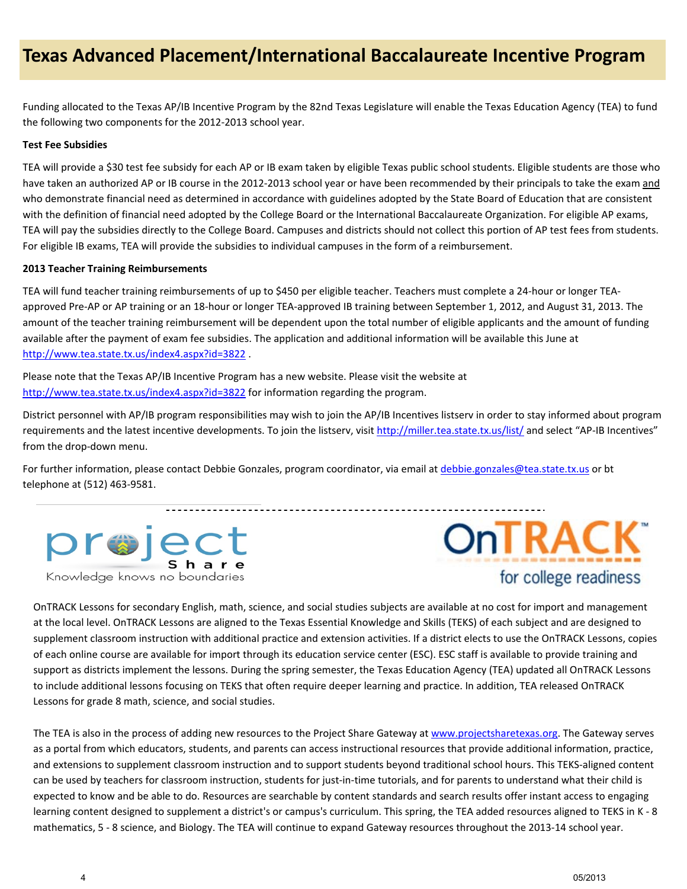# Texas Advanced Placement/International Baccalaureate Incentive Program

Funding allocated to the Texas AP/IB Incentive Program by the 82nd Texas Legislature will enable the Texas Education Agency (TEA) to fund the following two components for the 2012-2013 school year.

**Test Fee Subsidies**

TEA will provide a $30 test fee subsidy for each AP or IB exam taken by eligible Texas public school students. Eligible students are those who have taken an authorized AP or IB course in the 2012-2013 school year or have been recommended by their principals to take the exam and who demonstrate financial need as determined in accordance with guidelines adopted by the State Board of Education that are consistent with the definition of financial need adopted by the College Board or the International Baccalaureate Organization. For eligible AP exams, TEA will pay the subsidies directly to the College Board. Campuses and districts should not collect this portion of AP test fees from students. For eligible IB exams, TEA will provide the subsidies to individual campuses in the form of a reimbursement.

**2013 Teacher Training Reimbursements**

TEA will fund teacher training reimbursements of up to $450 per eligible teacher. Teachers must complete a 24-hour or longer TEA-approved Pre-AP or AP training or an 18-hour or longer TEA-approved IB training between September 1, 2012, and August 31, 2013. The amount of the teacher training reimbursement will be dependent upon the total number of eligible applicants and the amount of funding available after the payment of exam fee subsidies. The application and additional information will be available this June at http://www.tea.state.tx.us/index4.aspx?id=3822 .

Please note that the Texas AP/IB Incentive Program has a new website. Please visit the website at http://www.tea.state.tx.us/index4.aspx?id=3822 for information regarding the program.

District personnel with AP/IB program responsibilities may wish to join the AP/IB Incentives listserv in order to stay informed about program requirements and the latest incentive developments. To join the listserv, visit http://miller.tea.state.tx.us/list/ and select "AP-IB Incentives" from the drop-down menu.

For further information, please contact Debbie Gonzales, program coordinator, via email at debbie.gonzales@tea.state.tx.us or bt telephone at (512) 463-9581.

---

project Share — Knowledge knows no boundaries

OnTRACK™ for college readiness

OnTRACK Lessons for secondary English, math, science, and social studies subjects are available at no cost for import and management at the local level. OnTRACK Lessons are aligned to the Texas Essential Knowledge and Skills (TEKS) of each subject and are designed to supplement classroom instruction with additional practice and extension activities. If a district elects to use the OnTRACK Lessons, copies of each online course are available for import through its education service center (ESC). ESC staff is available to provide training and support as districts implement the lessons. During the spring semester, the Texas Education Agency (TEA) updated all OnTRACK Lessons to include additional lessons focusing on TEKS that often require deeper learning and practice. In addition, TEA released OnTRACK Lessons for grade 8 math, science, and social studies.

The TEA is also in the process of adding new resources to the Project Share Gateway at www.projectsharetexas.org. The Gateway serves as a portal from which educators, students, and parents can access instructional resources that provide additional information, practice, and extensions to supplement classroom instruction and to support students beyond traditional school hours. This TEKS-aligned content can be used by teachers for classroom instruction, students for just-in-time tutorials, and for parents to understand what their child is expected to know and be able to do. Resources are searchable by content standards and search results offer instant access to engaging learning content designed to supplement a district's or campus's curriculum. This spring, the TEA added resources aligned to TEKS in K - 8 mathematics, 5 - 8 science, and Biology. The TEA will continue to expand Gateway resources throughout the 2013-14 school year.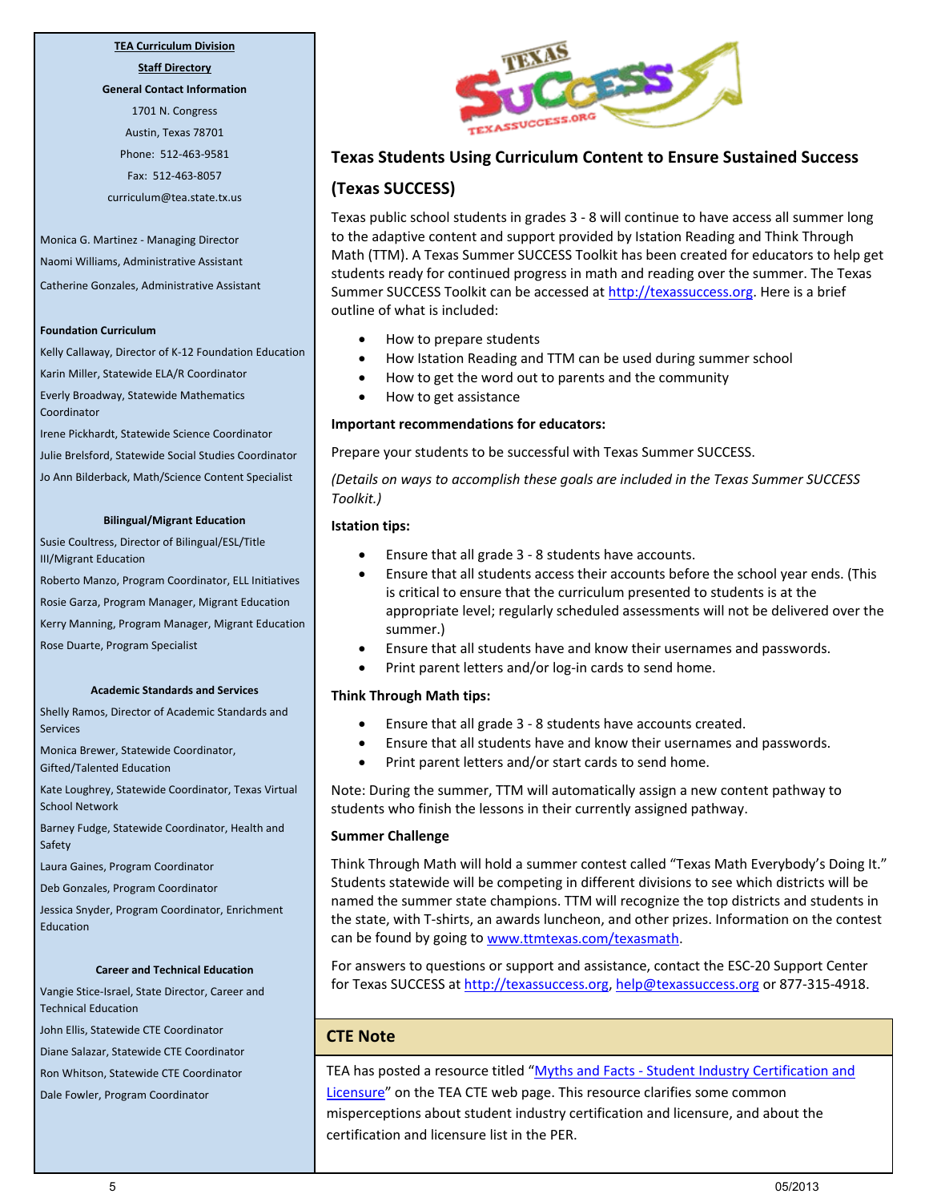**TEA Curriculum Division**

**Staff Directory**

**General Contact Information**

1701 N. Congress

Austin, Texas 78701

Phone: 512-463-9581

Fax: 512-463-8057

curriculum@tea.state.tx.us

Monica G. Martinez - Managing Director

Naomi Williams, Administrative Assistant

Catherine Gonzales, Administrative Assistant

**Foundation Curriculum**

Kelly Callaway, Director of K-12 Foundation Education

Karin Miller, Statewide ELA/R Coordinator

Everly Broadway, Statewide Mathematics Coordinator

Irene Pickhardt, Statewide Science Coordinator

Julie Brelsford, Statewide Social Studies Coordinator

Jo Ann Bilderback, Math/Science Content Specialist

**Bilingual/Migrant Education**

Susie Coultress, Director of Bilingual/ESL/Title III/Migrant Education

Roberto Manzo, Program Coordinator, ELL Initiatives

Rosie Garza, Program Manager, Migrant Education

Kerry Manning, Program Manager, Migrant Education

Rose Duarte, Program Specialist

**Academic Standards and Services**

Shelly Ramos, Director of Academic Standards and Services

Monica Brewer, Statewide Coordinator, Gifted/Talented Education

Kate Loughrey, Statewide Coordinator, Texas Virtual School Network

Barney Fudge, Statewide Coordinator, Health and Safety

Laura Gaines, Program Coordinator

Deb Gonzales, Program Coordinator

Jessica Snyder, Program Coordinator, Enrichment Education

**Career and Technical Education**

Vangie Stice-Israel, State Director, Career and Technical Education

John Ellis, Statewide CTE Coordinator

Diane Salazar, Statewide CTE Coordinator

Ron Whitson, Statewide CTE Coordinator

Dale Fowler, Program Coordinator

## Texas Students Using Curriculum Content to Ensure Sustained Success (Texas SUCCESS)

Texas public school students in grades 3 - 8 will continue to have access all summer long to the adaptive content and support provided by Istation Reading and Think Through Math (TTM). A Texas Summer SUCCESS Toolkit has been created for educators to help get students ready for continued progress in math and reading over the summer. The Texas Summer SUCCESS Toolkit can be accessed at http://texassuccess.org. Here is a brief outline of what is included:

- How to prepare students
- How Istation Reading and TTM can be used during summer school
- How to get the word out to parents and the community
- How to get assistance

**Important recommendations for educators:**

Prepare your students to be successful with Texas Summer SUCCESS.

*(Details on ways to accomplish these goals are included in the Texas Summer SUCCESS Toolkit.)*

**Istation tips:**

- Ensure that all grade 3 - 8 students have accounts.
- Ensure that all students access their accounts before the school year ends. (This is critical to ensure that the curriculum presented to students is at the appropriate level; regularly scheduled assessments will not be delivered over the summer.)
- Ensure that all students have and know their usernames and passwords.
- Print parent letters and/or log-in cards to send home.

**Think Through Math tips:**

- Ensure that all grade 3 - 8 students have accounts created.
- Ensure that all students have and know their usernames and passwords.
- Print parent letters and/or start cards to send home.

Note: During the summer, TTM will automatically assign a new content pathway to students who finish the lessons in their currently assigned pathway.

**Summer Challenge**

Think Through Math will hold a summer contest called "Texas Math Everybody's Doing It." Students statewide will be competing in different divisions to see which districts will be named the summer state champions. TTM will recognize the top districts and students in the state, with T-shirts, an awards luncheon, and other prizes. Information on the contest can be found by going to www.ttmtexas.com/texasmath.

For answers to questions or support and assistance, contact the ESC-20 Support Center for Texas SUCCESS at http://texassuccess.org, help@texassuccess.org or 877-315-4918.

## CTE Note

TEA has posted a resource titled "Myths and Facts - Student Industry Certification and Licensure" on the TEA CTE web page. This resource clarifies some common misperceptions about student industry certification and licensure, and about the certification and licensure list in the PER.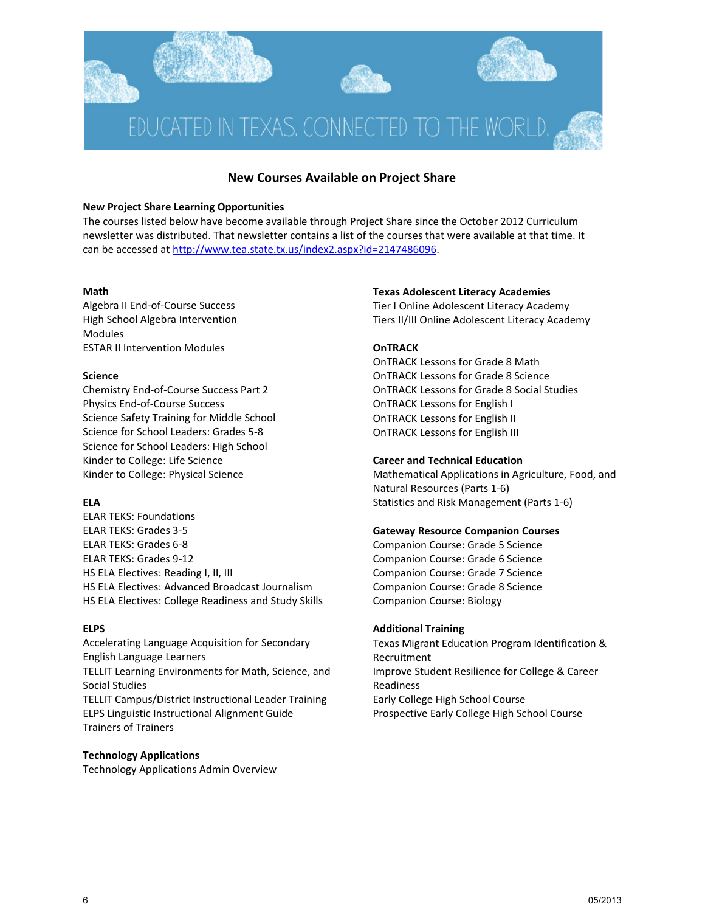EDUCATED IN TEXAS. CONNECTED TO THE WORLD.

## New Courses Available on Project Share

**New Project Share Learning Opportunities**

The courses listed below have become available through Project Share since the October 2012 Curriculum newsletter was distributed. That newsletter contains a list of the courses that were available at that time. It can be accessed at http://www.tea.state.tx.us/index2.aspx?id=2147486096.

**Math**

Algebra II End-of-Course Success
High School Algebra Intervention Modules
ESTAR II Intervention Modules

**Science**

Chemistry End-of-Course Success Part 2
Physics End-of-Course Success
Science Safety Training for Middle School
Science for School Leaders: Grades 5-8
Science for School Leaders: High School
Kinder to College: Life Science
Kinder to College: Physical Science

**ELA**

ELAR TEKS: Foundations
ELAR TEKS: Grades 3-5
ELAR TEKS: Grades 6-8
ELAR TEKS: Grades 9-12
HS ELA Electives: Reading I, II, III
HS ELA Electives: Advanced Broadcast Journalism
HS ELA Electives: College Readiness and Study Skills

**ELPS**

Accelerating Language Acquisition for Secondary English Language Learners
TELLIT Learning Environments for Math, Science, and Social Studies
TELLIT Campus/District Instructional Leader Training
ELPS Linguistic Instructional Alignment Guide Trainers of Trainers

**Technology Applications**

Technology Applications Admin Overview

**Texas Adolescent Literacy Academies**

Tier I Online Adolescent Literacy Academy
Tiers II/III Online Adolescent Literacy Academy

**OnTRACK**

OnTRACK Lessons for Grade 8 Math
OnTRACK Lessons for Grade 8 Science
OnTRACK Lessons for Grade 8 Social Studies
OnTRACK Lessons for English I
OnTRACK Lessons for English II
OnTRACK Lessons for English III

**Career and Technical Education**

Mathematical Applications in Agriculture, Food, and Natural Resources (Parts 1-6)
Statistics and Risk Management (Parts 1-6)

**Gateway Resource Companion Courses**

Companion Course: Grade 5 Science
Companion Course: Grade 6 Science
Companion Course: Grade 7 Science
Companion Course: Grade 8 Science
Companion Course: Biology

**Additional Training**

Texas Migrant Education Program Identification & Recruitment
Improve Student Resilience for College & Career Readiness
Early College High School Course
Prospective Early College High School Course